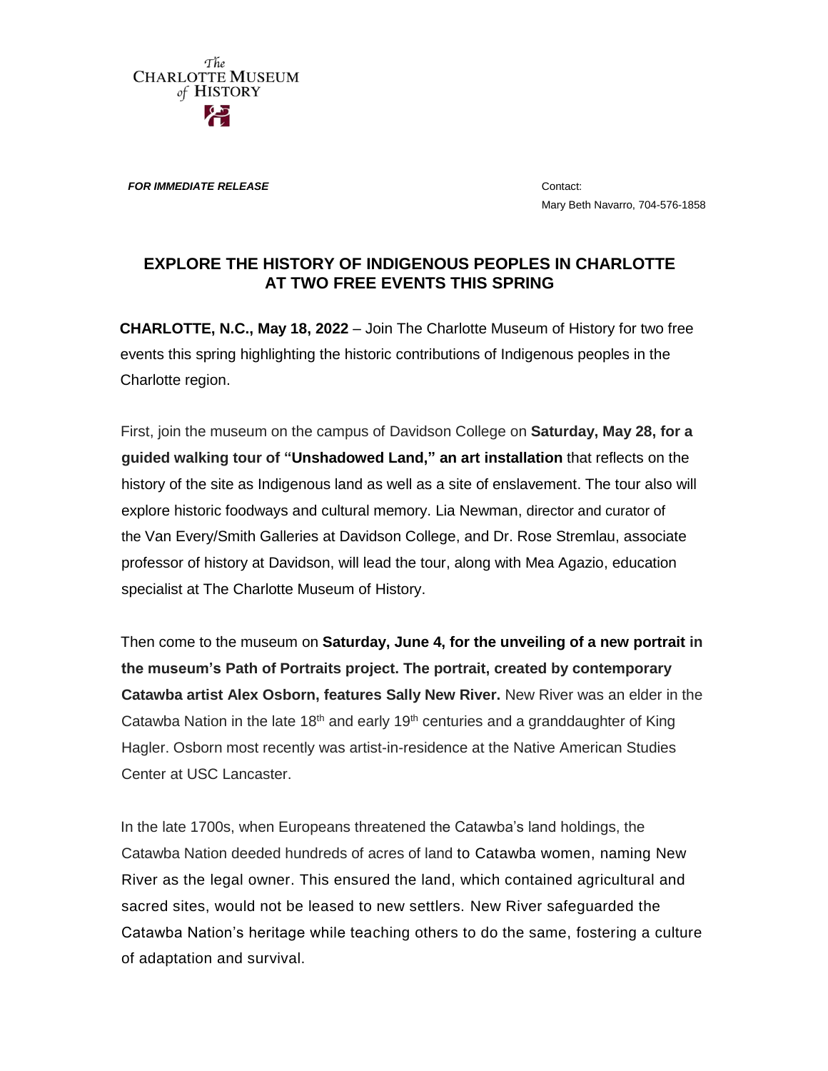The Charlotte Museum of History

***FOR IMMEDIATE RELEASE***

Contact:
Mary Beth Navarro, 704-576-1858

## EXPLORE THE HISTORY OF INDIGENOUS PEOPLES IN CHARLOTTE AT TWO FREE EVENTS THIS SPRING

**CHARLOTTE, N.C., May 18, 2022** – Join The Charlotte Museum of History for two free events this spring highlighting the historic contributions of Indigenous peoples in the Charlotte region.

First, join the museum on the campus of Davidson College on **Saturday, May 28, for a guided walking tour of "Unshadowed Land," an art installation** that reflects on the history of the site as Indigenous land as well as a site of enslavement. The tour also will explore historic foodways and cultural memory. Lia Newman, director and curator of the Van Every/Smith Galleries at Davidson College, and Dr. Rose Stremlau, associate professor of history at Davidson, will lead the tour, along with Mea Agazio, education specialist at The Charlotte Museum of History.

Then come to the museum on **Saturday, June 4, for the unveiling of a new portrait in the museum's Path of Portraits project. The portrait, created by contemporary Catawba artist Alex Osborn, features Sally New River.** New River was an elder in the Catawba Nation in the late 18th and early 19th centuries and a granddaughter of King Hagler. Osborn most recently was artist-in-residence at the Native American Studies Center at USC Lancaster.

In the late 1700s, when Europeans threatened the Catawba's land holdings, the Catawba Nation deeded hundreds of acres of land to Catawba women, naming New River as the legal owner. This ensured the land, which contained agricultural and sacred sites, would not be leased to new settlers. New River safeguarded the Catawba Nation's heritage while teaching others to do the same, fostering a culture of adaptation and survival.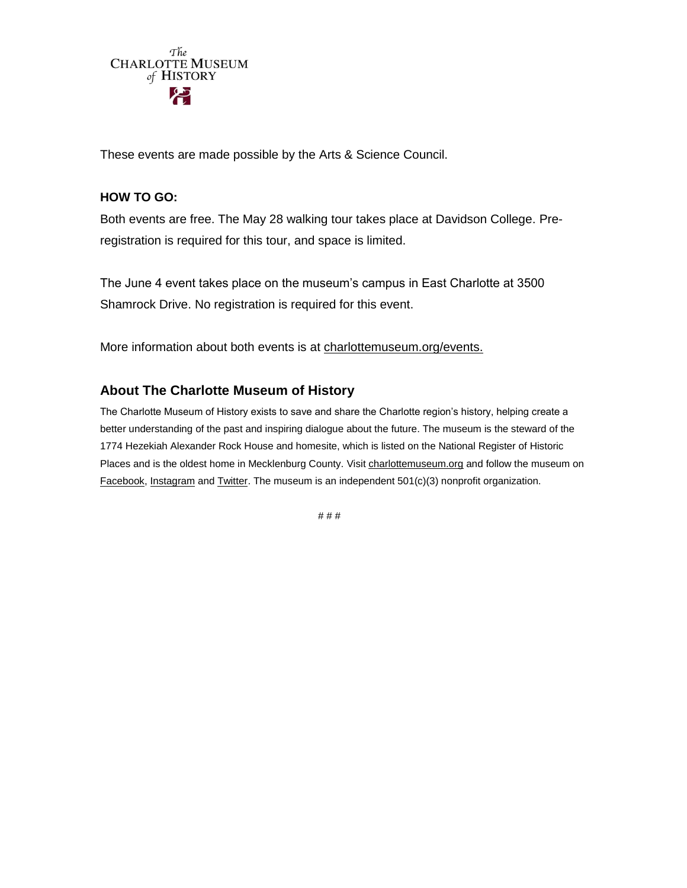These events are made possible by the Arts & Science Council.

**HOW TO GO:**

Both events are free. The May 28 walking tour takes place at Davidson College. Pre-registration is required for this tour, and space is limited.

The June 4 event takes place on the museum's campus in East Charlotte at 3500 Shamrock Drive. No registration is required for this event.

More information about both events is at charlottemuseum.org/events.

## About The Charlotte Museum of History

The Charlotte Museum of History exists to save and share the Charlotte region's history, helping create a better understanding of the past and inspiring dialogue about the future. The museum is the steward of the 1774 Hezekiah Alexander Rock House and homesite, which is listed on the National Register of Historic Places and is the oldest home in Mecklenburg County. Visit charlottemuseum.org and follow the museum on Facebook, Instagram and Twitter. The museum is an independent 501(c)(3) nonprofit organization.

# # #